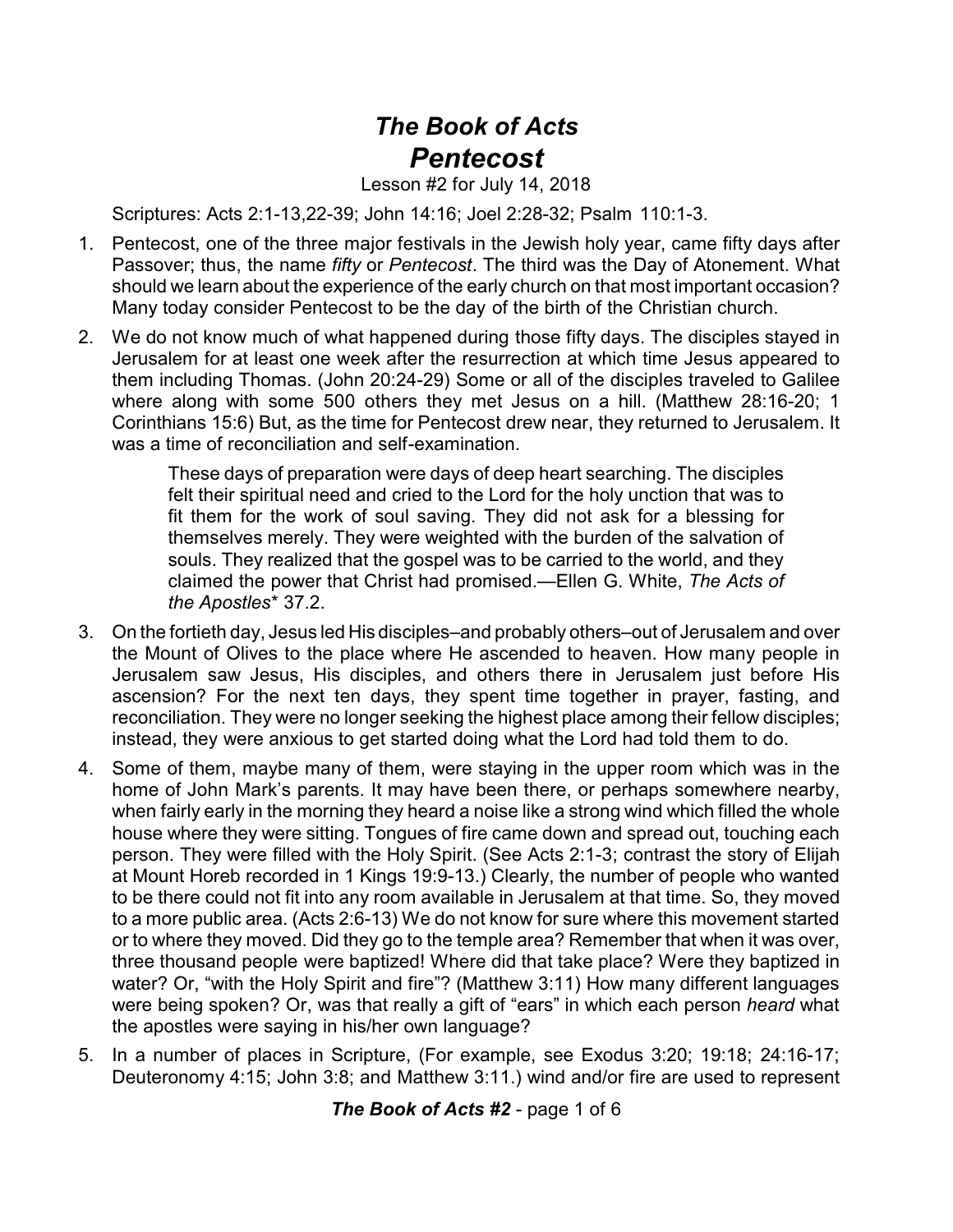# *The Book of Acts*
## *Pentecost*

Lesson #2 for July 14, 2018

Scriptures: Acts 2:1-13,22-39; John 14:16; Joel 2:28-32; Psalm 110:1-3.

1. Pentecost, one of the three major festivals in the Jewish holy year, came fifty days after Passover; thus, the name *fifty* or *Pentecost*. The third was the Day of Atonement. What should we learn about the experience of the early church on that most important occasion? Many today consider Pentecost to be the day of the birth of the Christian church.

2. We do not know much of what happened during those fifty days. The disciples stayed in Jerusalem for at least one week after the resurrection at which time Jesus appeared to them including Thomas. (John 20:24-29) Some or all of the disciples traveled to Galilee where along with some 500 others they met Jesus on a hill. (Matthew 28:16-20; 1 Corinthians 15:6) But, as the time for Pentecost drew near, they returned to Jerusalem. It was a time of reconciliation and self-examination.

   > These days of preparation were days of deep heart searching. The disciples felt their spiritual need and cried to the Lord for the holy unction that was to fit them for the work of soul saving. They did not ask for a blessing for themselves merely. They were weighted with the burden of the salvation of souls. They realized that the gospel was to be carried to the world, and they claimed the power that Christ had promised.—Ellen G. White, *The Acts of the Apostles** 37.2.

3. On the fortieth day, Jesus led His disciples–and probably others–out of Jerusalem and over the Mount of Olives to the place where He ascended to heaven. How many people in Jerusalem saw Jesus, His disciples, and others there in Jerusalem just before His ascension? For the next ten days, they spent time together in prayer, fasting, and reconciliation. They were no longer seeking the highest place among their fellow disciples; instead, they were anxious to get started doing what the Lord had told them to do.

4. Some of them, maybe many of them, were staying in the upper room which was in the home of John Mark's parents. It may have been there, or perhaps somewhere nearby, when fairly early in the morning they heard a noise like a strong wind which filled the whole house where they were sitting. Tongues of fire came down and spread out, touching each person. They were filled with the Holy Spirit. (See Acts 2:1-3; contrast the story of Elijah at Mount Horeb recorded in 1 Kings 19:9-13.) Clearly, the number of people who wanted to be there could not fit into any room available in Jerusalem at that time. So, they moved to a more public area. (Acts 2:6-13) We do not know for sure where this movement started or to where they moved. Did they go to the temple area? Remember that when it was over, three thousand people were baptized! Where did that take place? Were they baptized in water? Or, "with the Holy Spirit and fire"? (Matthew 3:11) How many different languages were being spoken? Or, was that really a gift of "ears" in which each person *heard* what the apostles were saying in his/her own language?

5. In a number of places in Scripture, (For example, see Exodus 3:20; 19:18; 24:16-17; Deuteronomy 4:15; John 3:8; and Matthew 3:11.) wind and/or fire are used to represent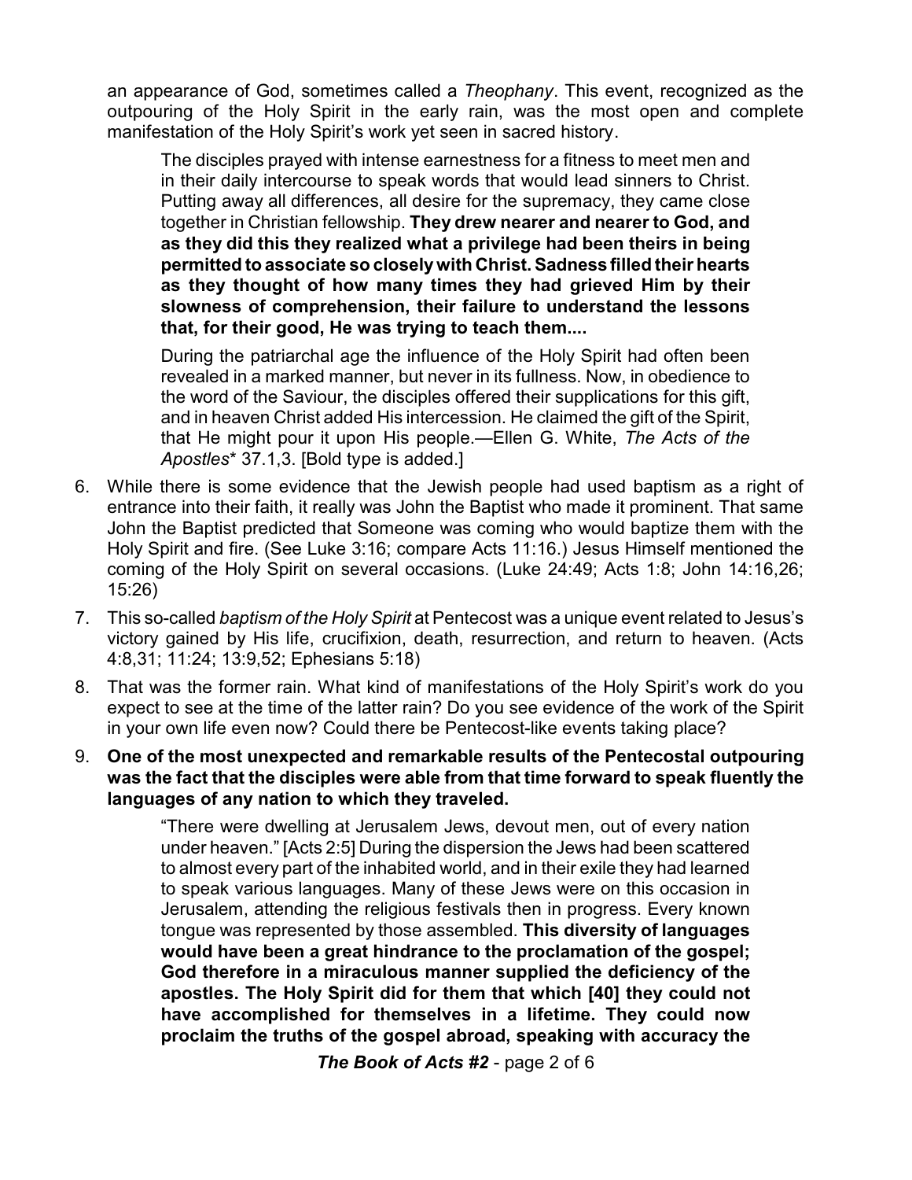an appearance of God, sometimes called a *Theophany*. This event, recognized as the outpouring of the Holy Spirit in the early rain, was the most open and complete manifestation of the Holy Spirit's work yet seen in sacred history.

> The disciples prayed with intense earnestness for a fitness to meet men and in their daily intercourse to speak words that would lead sinners to Christ. Putting away all differences, all desire for the supremacy, they came close together in Christian fellowship. **They drew nearer and nearer to God, and as they did this they realized what a privilege had been theirs in being permitted to associate so closely with Christ. Sadness filled their hearts as they thought of how many times they had grieved Him by their slowness of comprehension, their failure to understand the lessons that, for their good, He was trying to teach them....**
>
> During the patriarchal age the influence of the Holy Spirit had often been revealed in a marked manner, but never in its fullness. Now, in obedience to the word of the Saviour, the disciples offered their supplications for this gift, and in heaven Christ added His intercession. He claimed the gift of the Spirit, that He might pour it upon His people.—Ellen G. White, *The Acts of the Apostles** 37.1,3. [Bold type is added.]

6. While there is some evidence that the Jewish people had used baptism as a right of entrance into their faith, it really was John the Baptist who made it prominent. That same John the Baptist predicted that Someone was coming who would baptize them with the Holy Spirit and fire. (See Luke 3:16; compare Acts 11:16.) Jesus Himself mentioned the coming of the Holy Spirit on several occasions. (Luke 24:49; Acts 1:8; John 14:16,26; 15:26)
7. This so-called *baptism of the Holy Spirit* at Pentecost was a unique event related to Jesus's victory gained by His life, crucifixion, death, resurrection, and return to heaven. (Acts 4:8,31; 11:24; 13:9,52; Ephesians 5:18)
8. That was the former rain. What kind of manifestations of the Holy Spirit's work do you expect to see at the time of the latter rain? Do you see evidence of the work of the Spirit in your own life even now? Could there be Pentecost-like events taking place?
9. **One of the most unexpected and remarkable results of the Pentecostal outpouring was the fact that the disciples were able from that time forward to speak fluently the languages of any nation to which they traveled.**

> "There were dwelling at Jerusalem Jews, devout men, out of every nation under heaven." [Acts 2:5] During the dispersion the Jews had been scattered to almost every part of the inhabited world, and in their exile they had learned to speak various languages. Many of these Jews were on this occasion in Jerusalem, attending the religious festivals then in progress. Every known tongue was represented by those assembled. **This diversity of languages would have been a great hindrance to the proclamation of the gospel; God therefore in a miraculous manner supplied the deficiency of the apostles. The Holy Spirit did for them that which [40] they could not have accomplished for themselves in a lifetime. They could now proclaim the truths of the gospel abroad, speaking with accuracy the**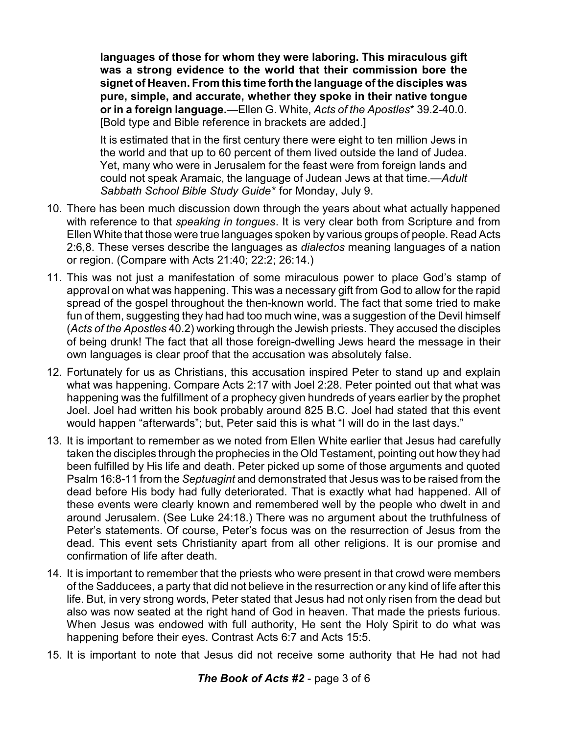**languages of those for whom they were laboring. This miraculous gift was a strong evidence to the world that their commission bore the signet of Heaven. From this time forth the language of the disciples was pure, simple, and accurate, whether they spoke in their native tongue or in a foreign language.**—Ellen G. White, *Acts of the Apostles*\* 39.2-40.0. [Bold type and Bible reference in brackets are added.]

> It is estimated that in the first century there were eight to ten million Jews in the world and that up to 60 percent of them lived outside the land of Judea. Yet, many who were in Jerusalem for the feast were from foreign lands and could not speak Aramaic, the language of Judean Jews at that time.—*Adult Sabbath School Bible Study Guide\** for Monday, July 9.

10. There has been much discussion down through the years about what actually happened with reference to that *speaking in tongues*. It is very clear both from Scripture and from Ellen White that those were true languages spoken by various groups of people. Read Acts 2:6,8. These verses describe the languages as *dialectos* meaning languages of a nation or region. (Compare with Acts 21:40; 22:2; 26:14.)

11. This was not just a manifestation of some miraculous power to place God's stamp of approval on what was happening. This was a necessary gift from God to allow for the rapid spread of the gospel throughout the then-known world. The fact that some tried to make fun of them, suggesting they had had too much wine, was a suggestion of the Devil himself (*Acts of the Apostles* 40.2) working through the Jewish priests. They accused the disciples of being drunk! The fact that all those foreign-dwelling Jews heard the message in their own languages is clear proof that the accusation was absolutely false.

12. Fortunately for us as Christians, this accusation inspired Peter to stand up and explain what was happening. Compare Acts 2:17 with Joel 2:28. Peter pointed out that what was happening was the fulfillment of a prophecy given hundreds of years earlier by the prophet Joel. Joel had written his book probably around 825 B.C. Joel had stated that this event would happen "afterwards"; but, Peter said this is what "I will do in the last days."

13. It is important to remember as we noted from Ellen White earlier that Jesus had carefully taken the disciples through the prophecies in the Old Testament, pointing out how they had been fulfilled by His life and death. Peter picked up some of those arguments and quoted Psalm 16:8-11 from the *Septuagint* and demonstrated that Jesus was to be raised from the dead before His body had fully deteriorated. That is exactly what had happened. All of these events were clearly known and remembered well by the people who dwelt in and around Jerusalem. (See Luke 24:18.) There was no argument about the truthfulness of Peter's statements. Of course, Peter's focus was on the resurrection of Jesus from the dead. This event sets Christianity apart from all other religions. It is our promise and confirmation of life after death.

14. It is important to remember that the priests who were present in that crowd were members of the Sadducees, a party that did not believe in the resurrection or any kind of life after this life. But, in very strong words, Peter stated that Jesus had not only risen from the dead but also was now seated at the right hand of God in heaven. That made the priests furious. When Jesus was endowed with full authority, He sent the Holy Spirit to do what was happening before their eyes. Contrast Acts 6:7 and Acts 15:5.

15. It is important to note that Jesus did not receive some authority that He had not had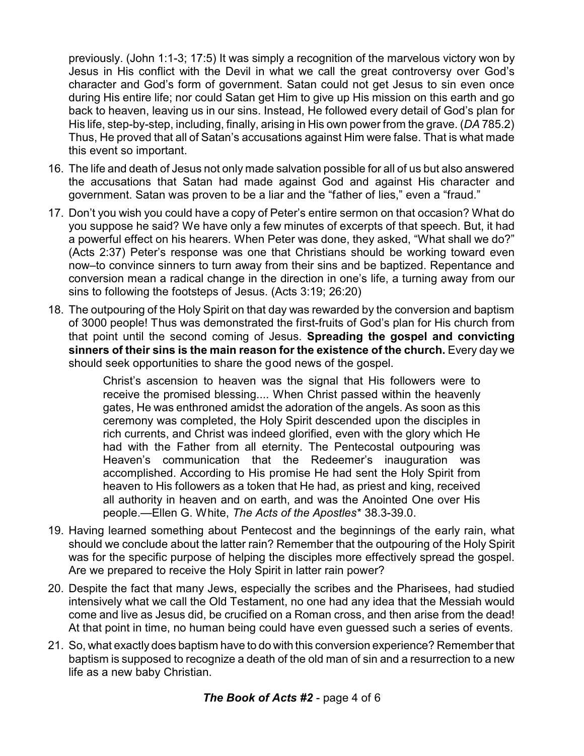previously. (John 1:1-3; 17:5) It was simply a recognition of the marvelous victory won by Jesus in His conflict with the Devil in what we call the great controversy over God's character and God's form of government. Satan could not get Jesus to sin even once during His entire life; nor could Satan get Him to give up His mission on this earth and go back to heaven, leaving us in our sins. Instead, He followed every detail of God's plan for His life, step-by-step, including, finally, arising in His own power from the grave. (*DA* 785.2) Thus, He proved that all of Satan's accusations against Him were false. That is what made this event so important.

16. The life and death of Jesus not only made salvation possible for all of us but also answered the accusations that Satan had made against God and against His character and government. Satan was proven to be a liar and the "father of lies," even a "fraud."

17. Don't you wish you could have a copy of Peter's entire sermon on that occasion? What do you suppose he said? We have only a few minutes of excerpts of that speech. But, it had a powerful effect on his hearers. When Peter was done, they asked, "What shall we do?" (Acts 2:37) Peter's response was one that Christians should be working toward even now–to convince sinners to turn away from their sins and be baptized. Repentance and conversion mean a radical change in the direction in one's life, a turning away from our sins to following the footsteps of Jesus. (Acts 3:19; 26:20)

18. The outpouring of the Holy Spirit on that day was rewarded by the conversion and baptism of 3000 people! Thus was demonstrated the first-fruits of God's plan for His church from that point until the second coming of Jesus. **Spreading the gospel and convicting sinners of their sins is the main reason for the existence of the church.** Every day we should seek opportunities to share the good news of the gospel.

> Christ's ascension to heaven was the signal that His followers were to receive the promised blessing.... When Christ passed within the heavenly gates, He was enthroned amidst the adoration of the angels. As soon as this ceremony was completed, the Holy Spirit descended upon the disciples in rich currents, and Christ was indeed glorified, even with the glory which He had with the Father from all eternity. The Pentecostal outpouring was Heaven's communication that the Redeemer's inauguration was accomplished. According to His promise He had sent the Holy Spirit from heaven to His followers as a token that He had, as priest and king, received all authority in heaven and on earth, and was the Anointed One over His people.—Ellen G. White, *The Acts of the Apostles** 38.3-39.0.

19. Having learned something about Pentecost and the beginnings of the early rain, what should we conclude about the latter rain? Remember that the outpouring of the Holy Spirit was for the specific purpose of helping the disciples more effectively spread the gospel. Are we prepared to receive the Holy Spirit in latter rain power?

20. Despite the fact that many Jews, especially the scribes and the Pharisees, had studied intensively what we call the Old Testament, no one had any idea that the Messiah would come and live as Jesus did, be crucified on a Roman cross, and then arise from the dead! At that point in time, no human being could have even guessed such a series of events.

21. So, what exactly does baptism have to do with this conversion experience? Remember that baptism is supposed to recognize a death of the old man of sin and a resurrection to a new life as a new baby Christian.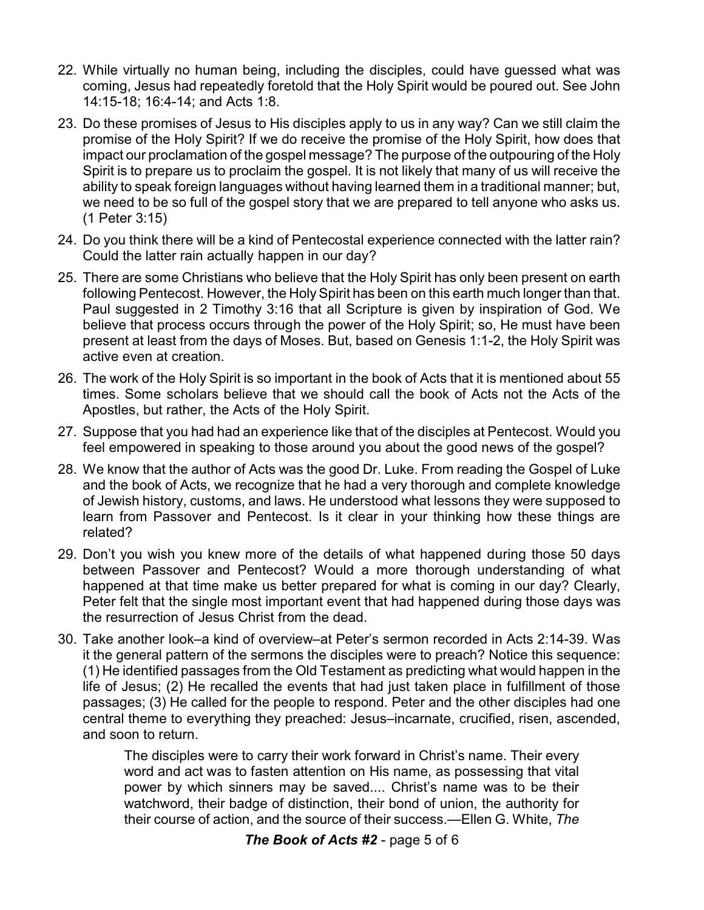22. While virtually no human being, including the disciples, could have guessed what was coming, Jesus had repeatedly foretold that the Holy Spirit would be poured out. See John 14:15-18; 16:4-14; and Acts 1:8.

23. Do these promises of Jesus to His disciples apply to us in any way? Can we still claim the promise of the Holy Spirit? If we do receive the promise of the Holy Spirit, how does that impact our proclamation of the gospel message? The purpose of the outpouring of the Holy Spirit is to prepare us to proclaim the gospel. It is not likely that many of us will receive the ability to speak foreign languages without having learned them in a traditional manner; but, we need to be so full of the gospel story that we are prepared to tell anyone who asks us. (1 Peter 3:15)

24. Do you think there will be a kind of Pentecostal experience connected with the latter rain? Could the latter rain actually happen in our day?

25. There are some Christians who believe that the Holy Spirit has only been present on earth following Pentecost. However, the Holy Spirit has been on this earth much longer than that. Paul suggested in 2 Timothy 3:16 that all Scripture is given by inspiration of God. We believe that process occurs through the power of the Holy Spirit; so, He must have been present at least from the days of Moses. But, based on Genesis 1:1-2, the Holy Spirit was active even at creation.

26. The work of the Holy Spirit is so important in the book of Acts that it is mentioned about 55 times. Some scholars believe that we should call the book of Acts not the Acts of the Apostles, but rather, the Acts of the Holy Spirit.

27. Suppose that you had had an experience like that of the disciples at Pentecost. Would you feel empowered in speaking to those around you about the good news of the gospel?

28. We know that the author of Acts was the good Dr. Luke. From reading the Gospel of Luke and the book of Acts, we recognize that he had a very thorough and complete knowledge of Jewish history, customs, and laws. He understood what lessons they were supposed to learn from Passover and Pentecost. Is it clear in your thinking how these things are related?

29. Don't you wish you knew more of the details of what happened during those 50 days between Passover and Pentecost? Would a more thorough understanding of what happened at that time make us better prepared for what is coming in our day? Clearly, Peter felt that the single most important event that had happened during those days was the resurrection of Jesus Christ from the dead.

30. Take another look–a kind of overview–at Peter's sermon recorded in Acts 2:14-39. Was it the general pattern of the sermons the disciples were to preach? Notice this sequence: (1) He identified passages from the Old Testament as predicting what would happen in the life of Jesus; (2) He recalled the events that had just taken place in fulfillment of those passages; (3) He called for the people to respond. Peter and the other disciples had one central theme to everything they preached: Jesus–incarnate, crucified, risen, ascended, and soon to return.

> The disciples were to carry their work forward in Christ's name. Their every word and act was to fasten attention on His name, as possessing that vital power by which sinners may be saved.... Christ's name was to be their watchword, their badge of distinction, their bond of union, the authority for their course of action, and the source of their success.—Ellen G. White, *The*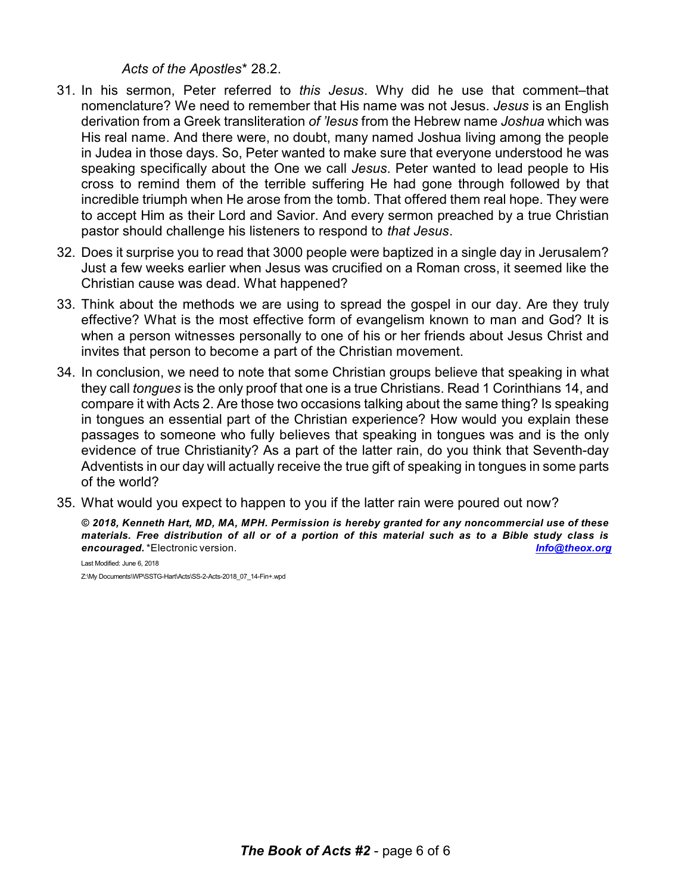*Acts of the Apostles** 28.2.

31. In his sermon, Peter referred to *this Jesus*. Why did he use that comment–that nomenclature? We need to remember that His name was not Jesus. *Jesus* is an English derivation from a Greek transliteration *of 'Iesus* from the Hebrew name *Joshua* which was His real name. And there were, no doubt, many named Joshua living among the people in Judea in those days. So, Peter wanted to make sure that everyone understood he was speaking specifically about the One we call *Jesus*. Peter wanted to lead people to His cross to remind them of the terrible suffering He had gone through followed by that incredible triumph when He arose from the tomb. That offered them real hope. They were to accept Him as their Lord and Savior. And every sermon preached by a true Christian pastor should challenge his listeners to respond to *that Jesus*.
32. Does it surprise you to read that 3000 people were baptized in a single day in Jerusalem? Just a few weeks earlier when Jesus was crucified on a Roman cross, it seemed like the Christian cause was dead. What happened?
33. Think about the methods we are using to spread the gospel in our day. Are they truly effective? What is the most effective form of evangelism known to man and God? It is when a person witnesses personally to one of his or her friends about Jesus Christ and invites that person to become a part of the Christian movement.
34. In conclusion, we need to note that some Christian groups believe that speaking in what they call *tongues* is the only proof that one is a true Christians. Read 1 Corinthians 14, and compare it with Acts 2. Are those two occasions talking about the same thing? Is speaking in tongues an essential part of the Christian experience? How would you explain these passages to someone who fully believes that speaking in tongues was and is the only evidence of true Christianity? As a part of the latter rain, do you think that Seventh-day Adventists in our day will actually receive the true gift of speaking in tongues in some parts of the world?
35. What would you expect to happen to you if the latter rain were poured out now?

***© 2018, Kenneth Hart, MD, MA, MPH. Permission is hereby granted for any noncommercial use of these materials. Free distribution of all or of a portion of this material such as to a Bible study class is encouraged.*** *Electronic version. ***Info@theox.org***

Last Modified: June 6, 2018

Z:\My Documents\WP\SSTG-Hart\Acts\SS-2-Acts-2018_07_14-Fin+.wpd